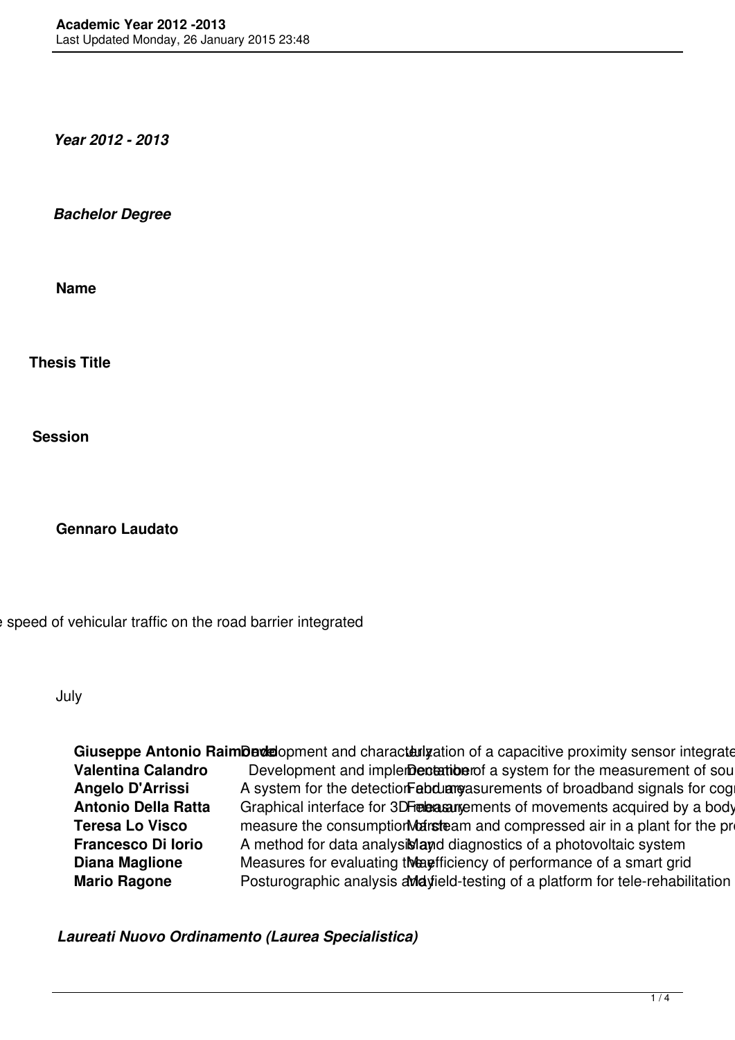*Year 2012 - 2013*

***Bachelor Degree***

**Name**

**Thesis Title**

**Session**

**Gennaro Laudato**

e speed of vehicular traffic on the road barrier integrated

July

| | | |
|---|---|---|
| **Giuseppe Antonio Raimondo** | Development and characterization of a capacitive proximity sensor integrate | July |
| **Valentina Calandro** | Development and implementation of a system for the measurement of sou | December |
| **Angelo D'Arrissi** | A system for the detection and measurements of broadband signals for cog | February |
| **Antonio Della Ratta** | Graphical interface for 3D measurements of movements acquired by a body | February |
| **Teresa Lo Visco** | measure the consumption of steam and compressed air in a plant for the pr | March |
| **Francesco Di Iorio** | A method for data analysis and diagnostics of a photovoltaic system | May |
| **Diana Maglione** | Measures for evaluating the efficiency of performance of a smart grid | May |
| **Mario Ragone** | Posturographic analysis and field-testing of a platform for tele-rehabilitation | May |

***Laureati Nuovo Ordinamento (Laurea Specialistica)***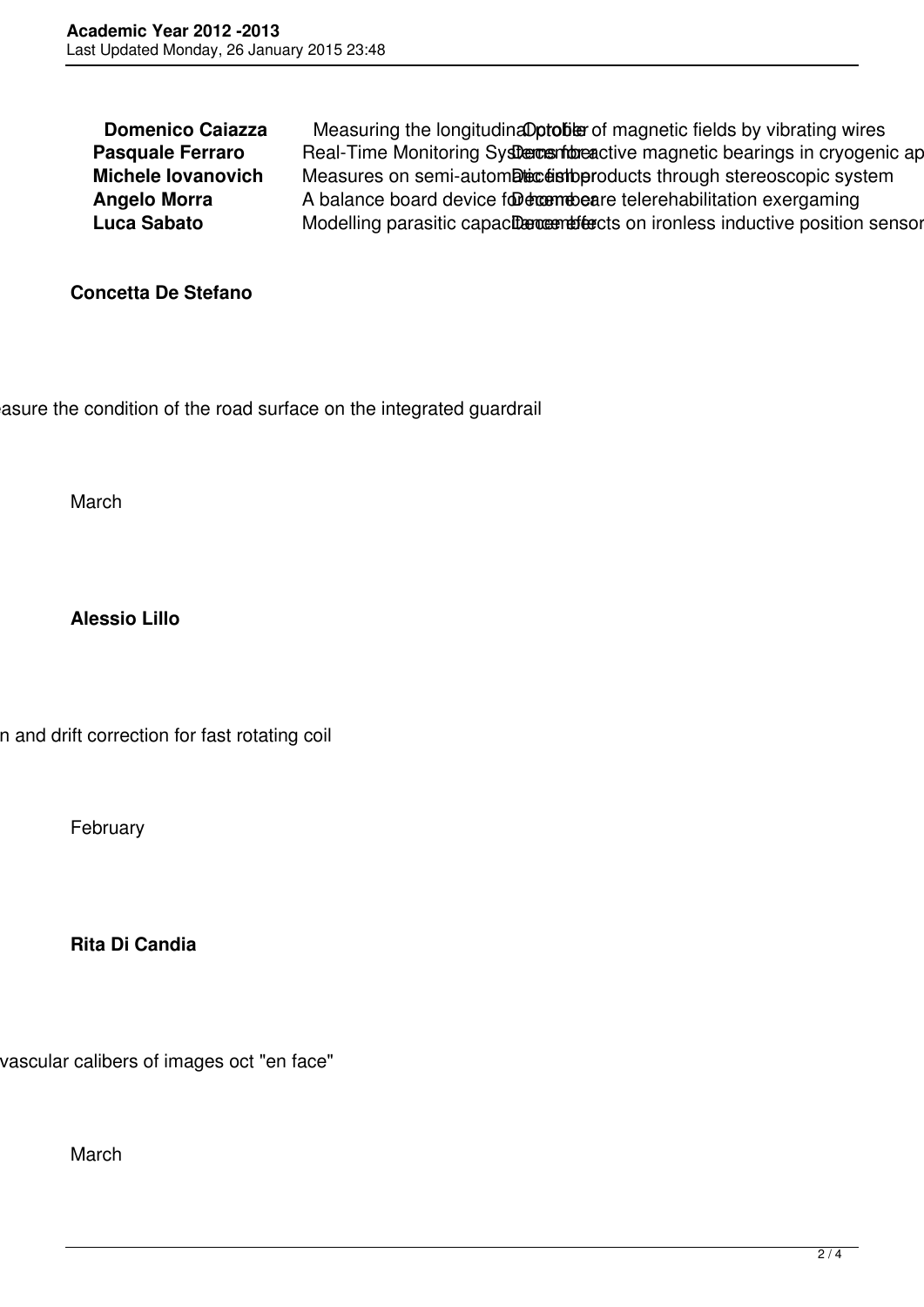| Domenico Caiazza | Measuring the longitudinal profile of magnetic fields by vibrating wires | October |
|---|---|---|
| **Pasquale Ferraro** | Real-Time Monitoring Systems for active magnetic bearings in cryogenic ap | December |
| **Michele Iovanovich** | Measures on semi-automatic fish products through stereoscopic system | December |
| **Angelo Morra** | A balance board device for home care telerehabilitation exergaming | December |
| **Luca Sabato** | Modelling parasitic capacitance effects on ironless inductive position sensor | December |

**Concetta De Stefano**

easure the condition of the road surface on the integrated guardrail

March

**Alessio Lillo**

n and drift correction for fast rotating coil

February

**Rita Di Candia**

vascular calibers of images oct "en face"

March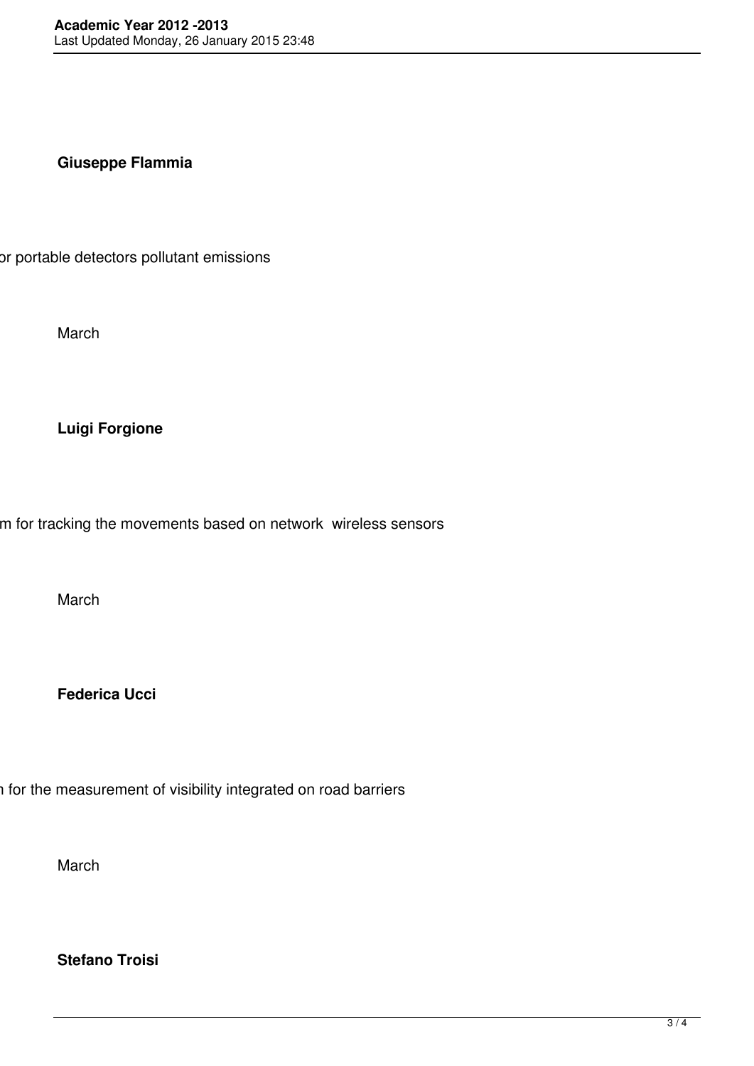**Giuseppe Flammia**

or portable detectors pollutant emissions

March

**Luigi Forgione**

m for tracking the movements based on network  wireless sensors

March

**Federica Ucci**

n for the measurement of visibility integrated on road barriers

March

**Stefano Troisi**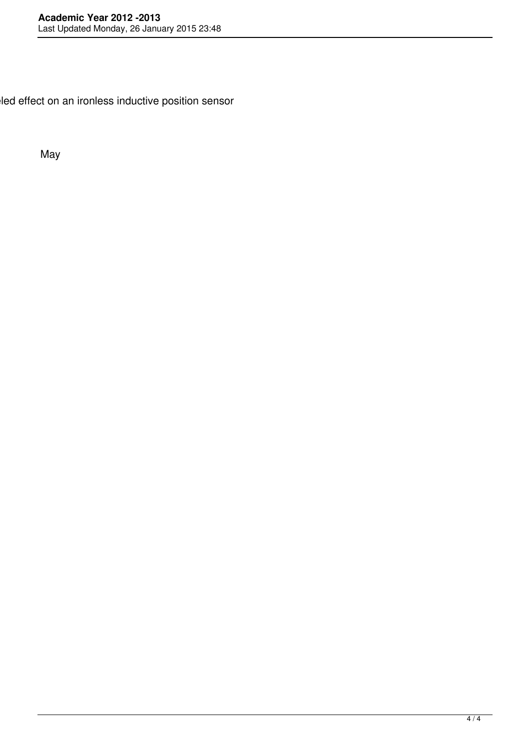eled effect on an ironless inductive position sensor

May